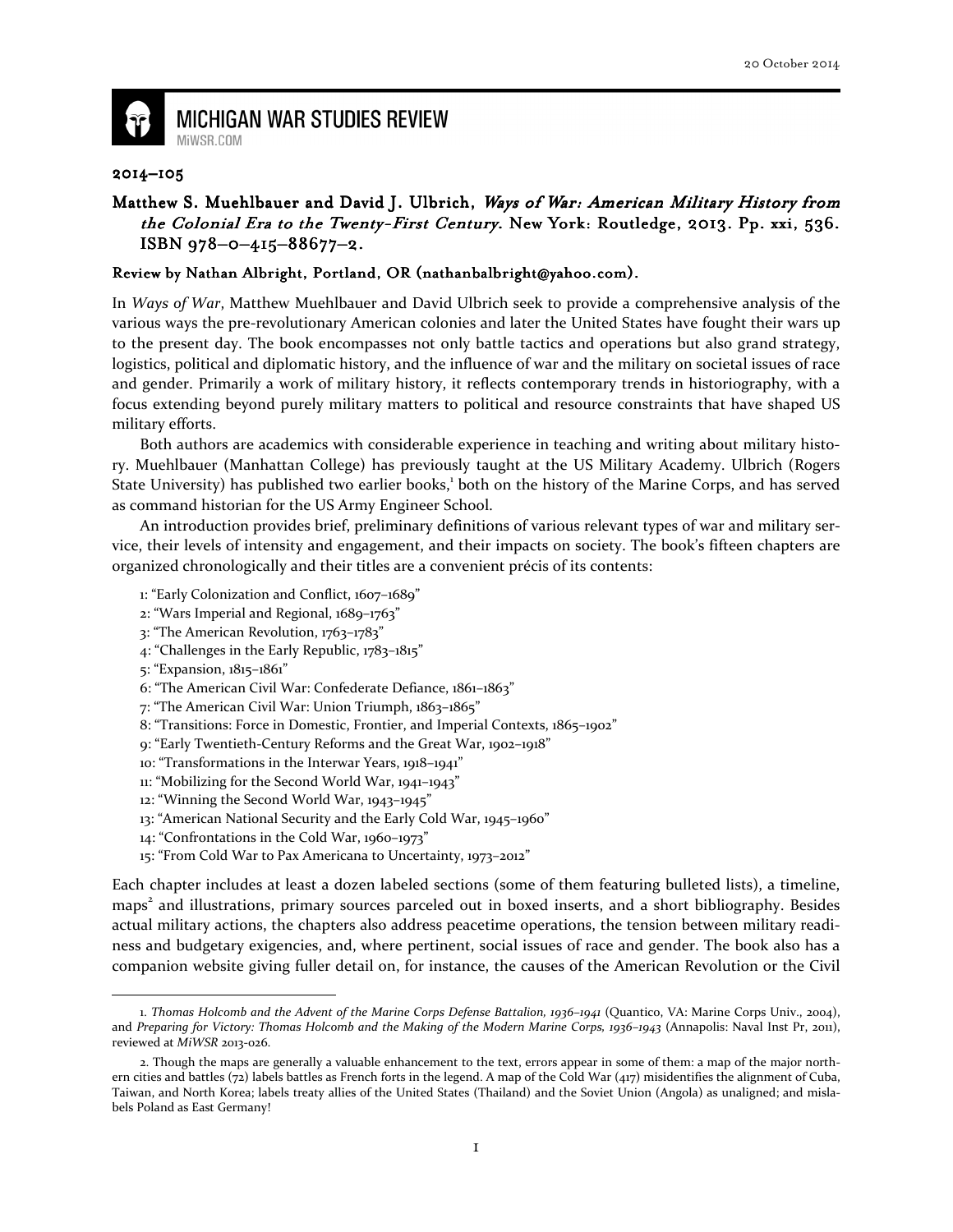20 October 2014

# MICHIGAN WAR STUDIES REVIEW

MiWSR.COM

## 2014–105

## Matthew S. Muehlbauer and David J. Ulbrich, *Ways of War: American Military History from the Colonial Era to the Twenty-First Century*. New York: Routledge, 2013. Pp. xxi, 536. ISBN 978–0–415–88677–2.

### Review by Nathan Albright, Portland, OR (nathanbalbright@yahoo.com).

In *Ways of War*, Matthew Muehlbauer and David Ulbrich seek to provide a comprehensive analysis of the various ways the pre-revolutionary American colonies and later the United States have fought their wars up to the present day. The book encompasses not only battle tactics and operations but also grand strategy, logistics, political and diplomatic history, and the influence of war and the military on societal issues of race and gender. Primarily a work of military history, it reflects contemporary trends in historiography, with a focus extending beyond purely military matters to political and resource constraints that have shaped US military efforts.

Both authors are academics with considerable experience in teaching and writing about military history. Muehlbauer (Manhattan College) has previously taught at the US Military Academy. Ulbrich (Rogers State University) has published two earlier books,[1] both on the history of the Marine Corps, and has served as command historian for the US Army Engineer School.

An introduction provides brief, preliminary definitions of various relevant types of war and military service, their levels of intensity and engagement, and their impacts on society. The book's fifteen chapters are organized chronologically and their titles are a convenient précis of its contents:

1: "Early Colonization and Conflict, 1607–1689"
2: "Wars Imperial and Regional, 1689–1763"
3: "The American Revolution, 1763–1783"
4: "Challenges in the Early Republic, 1783–1815"
5: "Expansion, 1815–1861"
6: "The American Civil War: Confederate Defiance, 1861–1863"
7: "The American Civil War: Union Triumph, 1863–1865"
8: "Transitions: Force in Domestic, Frontier, and Imperial Contexts, 1865–1902"
9: "Early Twentieth-Century Reforms and the Great War, 1902–1918"
10: "Transformations in the Interwar Years, 1918–1941"
11: "Mobilizing for the Second World War, 1941–1943"
12: "Winning the Second World War, 1943–1945"
13: "American National Security and the Early Cold War, 1945–1960"
14: "Confrontations in the Cold War, 1960–1973"
15: "From Cold War to Pax Americana to Uncertainty, 1973–2012"

Each chapter includes at least a dozen labeled sections (some of them featuring bulleted lists), a timeline, maps[2] and illustrations, primary sources parceled out in boxed inserts, and a short bibliography. Besides actual military actions, the chapters also address peacetime operations, the tension between military readiness and budgetary exigencies, and, where pertinent, social issues of race and gender. The book also has a companion website giving fuller detail on, for instance, the causes of the American Revolution or the Civil

---

1. *Thomas Holcomb and the Advent of the Marine Corps Defense Battalion, 1936–1941* (Quantico, VA: Marine Corps Univ., 2004), and *Preparing for Victory: Thomas Holcomb and the Making of the Modern Marine Corps, 1936–1943* (Annapolis: Naval Inst Pr, 2011), reviewed at *MiWSR* 2013-026.

2. Though the maps are generally a valuable enhancement to the text, errors appear in some of them: a map of the major northern cities and battles (72) labels battles as French forts in the legend. A map of the Cold War (417) misidentifies the alignment of Cuba, Taiwan, and North Korea; labels treaty allies of the United States (Thailand) and the Soviet Union (Angola) as unaligned; and mislabels Poland as East Germany!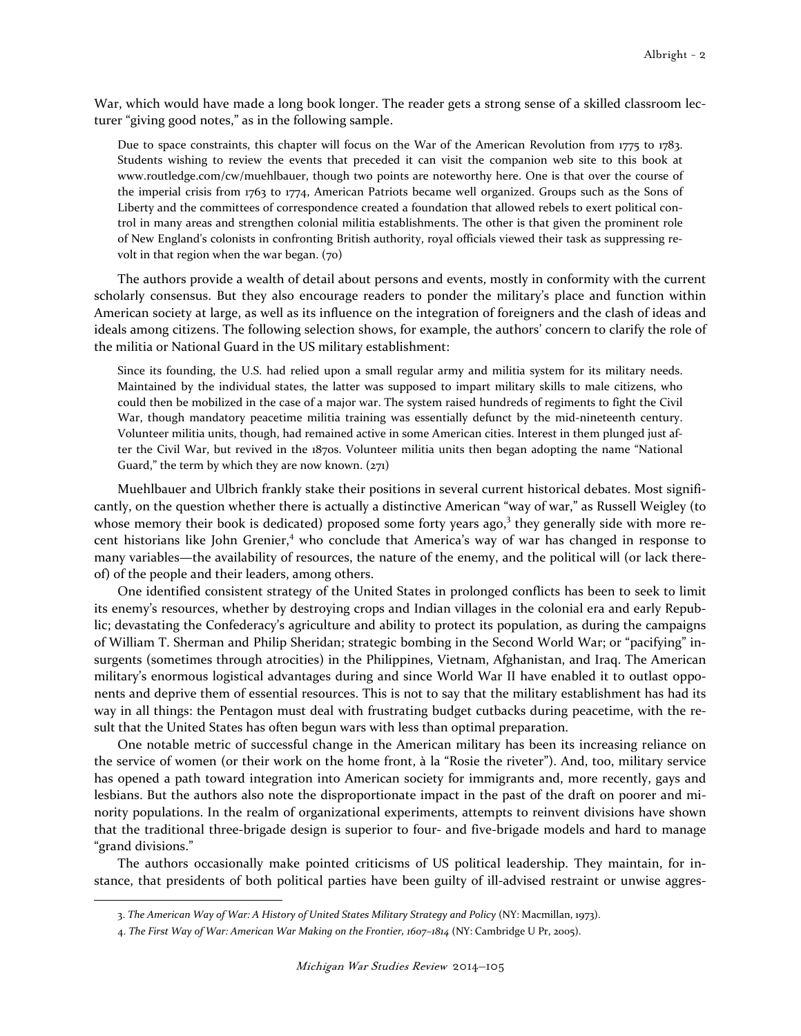War, which would have made a long book longer. The reader gets a strong sense of a skilled classroom lecturer "giving good notes," as in the following sample.

> Due to space constraints, this chapter will focus on the War of the American Revolution from 1775 to 1783. Students wishing to review the events that preceded it can visit the companion web site to this book at www.routledge.com/cw/muehlbauer, though two points are noteworthy here. One is that over the course of the imperial crisis from 1763 to 1774, American Patriots became well organized. Groups such as the Sons of Liberty and the committees of correspondence created a foundation that allowed rebels to exert political control in many areas and strengthen colonial militia establishments. The other is that given the prominent role of New England's colonists in confronting British authority, royal officials viewed their task as suppressing revolt in that region when the war began. (70)

The authors provide a wealth of detail about persons and events, mostly in conformity with the current scholarly consensus. But they also encourage readers to ponder the military's place and function within American society at large, as well as its influence on the integration of foreigners and the clash of ideas and ideals among citizens. The following selection shows, for example, the authors' concern to clarify the role of the militia or National Guard in the US military establishment:

> Since its founding, the U.S. had relied upon a small regular army and militia system for its military needs. Maintained by the individual states, the latter was supposed to impart military skills to male citizens, who could then be mobilized in the case of a major war. The system raised hundreds of regiments to fight the Civil War, though mandatory peacetime militia training was essentially defunct by the mid-nineteenth century. Volunteer militia units, though, had remained active in some American cities. Interest in them plunged just after the Civil War, but revived in the 1870s. Volunteer militia units then began adopting the name "National Guard," the term by which they are now known. (271)

Muehlbauer and Ulbrich frankly stake their positions in several current historical debates. Most significantly, on the question whether there is actually a distinctive American "way of war," as Russell Weigley (to whose memory their book is dedicated) proposed some forty years ago,[3] they generally side with more recent historians like John Grenier,[4] who conclude that America's way of war has changed in response to many variables—the availability of resources, the nature of the enemy, and the political will (or lack thereof) of the people and their leaders, among others.

One identified consistent strategy of the United States in prolonged conflicts has been to seek to limit its enemy's resources, whether by destroying crops and Indian villages in the colonial era and early Republic; devastating the Confederacy's agriculture and ability to protect its population, as during the campaigns of William T. Sherman and Philip Sheridan; strategic bombing in the Second World War; or "pacifying" insurgents (sometimes through atrocities) in the Philippines, Vietnam, Afghanistan, and Iraq. The American military's enormous logistical advantages during and since World War II have enabled it to outlast opponents and deprive them of essential resources. This is not to say that the military establishment has had its way in all things: the Pentagon must deal with frustrating budget cutbacks during peacetime, with the result that the United States has often begun wars with less than optimal preparation.

One notable metric of successful change in the American military has been its increasing reliance on the service of women (or their work on the home front, à la "Rosie the riveter"). And, too, military service has opened a path toward integration into American society for immigrants and, more recently, gays and lesbians. But the authors also note the disproportionate impact in the past of the draft on poorer and minority populations. In the realm of organizational experiments, attempts to reinvent divisions have shown that the traditional three-brigade design is superior to four- and five-brigade models and hard to manage "grand divisions."

The authors occasionally make pointed criticisms of US political leadership. They maintain, for instance, that presidents of both political parties have been guilty of ill-advised restraint or unwise aggres-

---

3. *The American Way of War: A History of United States Military Strategy and Policy* (NY: Macmillan, 1973).

4. *The First Way of War: American War Making on the Frontier, 1607–1814* (NY: Cambridge U Pr, 2005).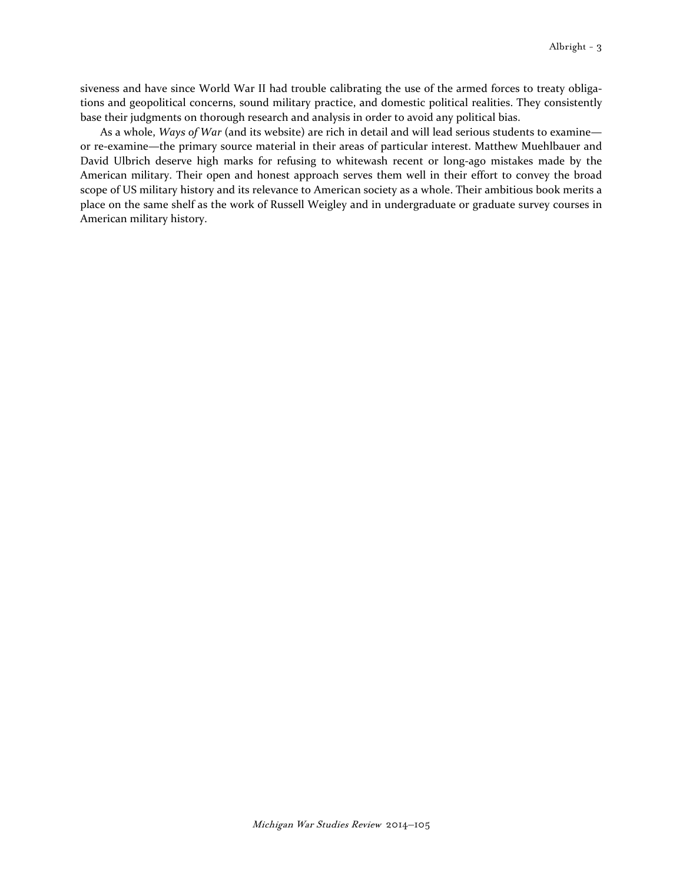siveness and have since World War II had trouble calibrating the use of the armed forces to treaty obligations and geopolitical concerns, sound military practice, and domestic political realities. They consistently base their judgments on thorough research and analysis in order to avoid any political bias.

As a whole, *Ways of War* (and its website) are rich in detail and will lead serious students to examine—or re-examine—the primary source material in their areas of particular interest. Matthew Muehlbauer and David Ulbrich deserve high marks for refusing to whitewash recent or long-ago mistakes made by the American military. Their open and honest approach serves them well in their effort to convey the broad scope of US military history and its relevance to American society as a whole. Their ambitious book merits a place on the same shelf as the work of Russell Weigley and in undergraduate or graduate survey courses in American military history.